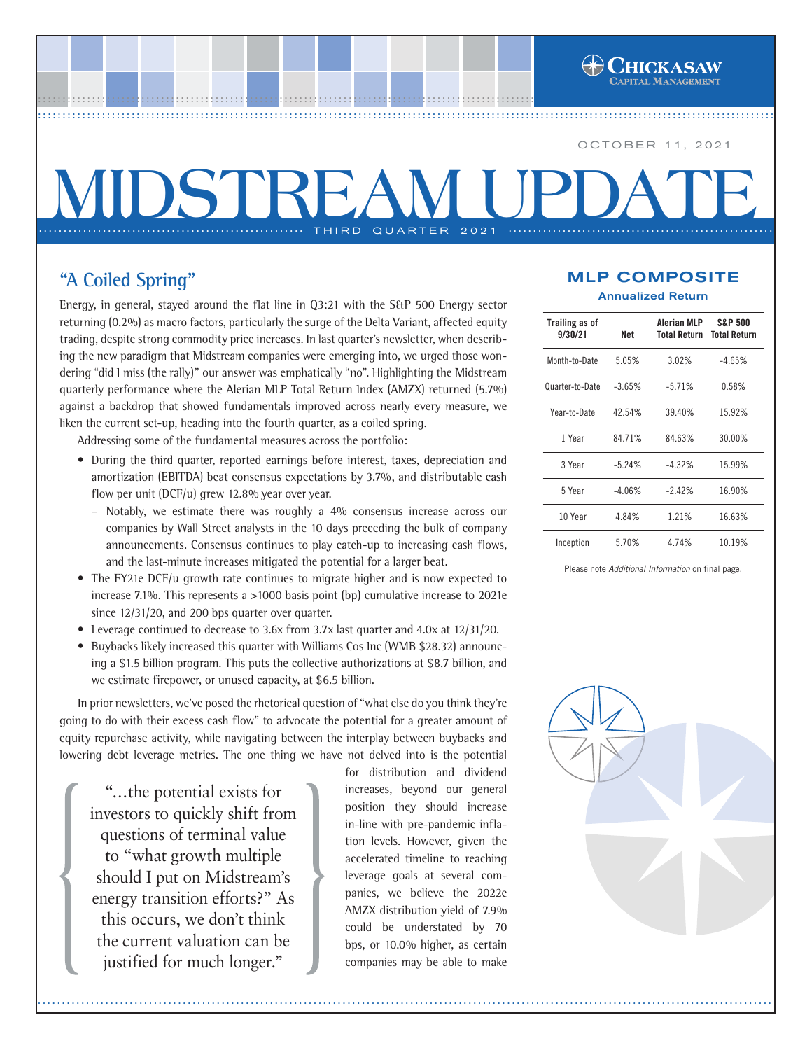October 11, 2021

# MIDSTREAM UPDATE

THIRD QUARTER 2021

## "A Coiled Spring"

Energy, in general, stayed around the flat line in Q3:21 with the S&P 500 Energy sector returning (0.2%) as macro factors, particularly the surge of the Delta Variant, affected equity trading, despite strong commodity price increases. In last quarter's newsletter, when describing the new paradigm that Midstream companies were emerging into, we urged those wondering "did I miss (the rally)" our answer was emphatically "no". Highlighting the Midstream quarterly performance where the Alerian MLP Total Return Index (AMZX) returned (5.7%) against a backdrop that showed fundamentals improved across nearly every measure, we liken the current set-up, heading into the fourth quarter, as a coiled spring.

Addressing some of the fundamental measures across the portfolio:

- During the third quarter, reported earnings before interest, taxes, depreciation and amortization (EBITDA) beat consensus expectations by 3.7%, and distributable cash flow per unit (DCF/u) grew 12.8% year over year.
  - Notably, we estimate there was roughly a 4% consensus increase across our companies by Wall Street analysts in the 10 days preceding the bulk of company announcements. Consensus continues to play catch-up to increasing cash flows, and the last-minute increases mitigated the potential for a larger beat.
- The FY21e DCF/u growth rate continues to migrate higher and is now expected to increase 7.1%. This represents a >1000 basis point (bp) cumulative increase to 2021e since 12/31/20, and 200 bps quarter over quarter.
- Leverage continued to decrease to 3.6x from 3.7x last quarter and 4.0x at 12/31/20.
- Buybacks likely increased this quarter with Williams Cos Inc (WMB $28.32) announcing a $1.5 billion program. This puts the collective authorizations at $8.7 billion, and we estimate firepower, or unused capacity, at $6.5 billion.

In prior newsletters, we've posed the rhetorical question of "what else do you think they're going to do with their excess cash flow" to advocate the potential for a greater amount of equity repurchase activity, while navigating between the interplay between buybacks and lowering debt leverage metrics. The one thing we have not delved into is the potential for distribution and dividend increases, beyond our general position they should increase in-line with pre-pandemic inflation levels. However, given the accelerated timeline to reaching leverage goals at several companies, we believe the 2022e AMZX distribution yield of 7.9% could be understated by 70 bps, or 10.0% higher, as certain companies may be able to make

> "…the potential exists for investors to quickly shift from questions of terminal value to "what growth multiple should I put on Midstream's energy transition efforts?" As this occurs, we don't think the current valuation can be justified for much longer."

### MLP COMPOSITE

**Annualized Return**

| Trailing as of 9/30/21 | Net | Alerian MLP Total Return | S&P 500 Total Return |
|---|---|---|---|
| Month-to-Date | 5.05% | 3.02% | -4.65% |
| Quarter-to-Date | -3.65% | -5.71% | 0.58% |
| Year-to-Date | 42.54% | 39.40% | 15.92% |
| 1 Year | 84.71% | 84.63% | 30.00% |
| 3 Year | -5.24% | -4.32% | 15.99% |
| 5 Year | -4.06% | -2.42% | 16.90% |
| 10 Year | 4.84% | 1.21% | 16.63% |
| Inception | 5.70% | 4.74% | 10.19% |

Please note *Additional Information* on final page.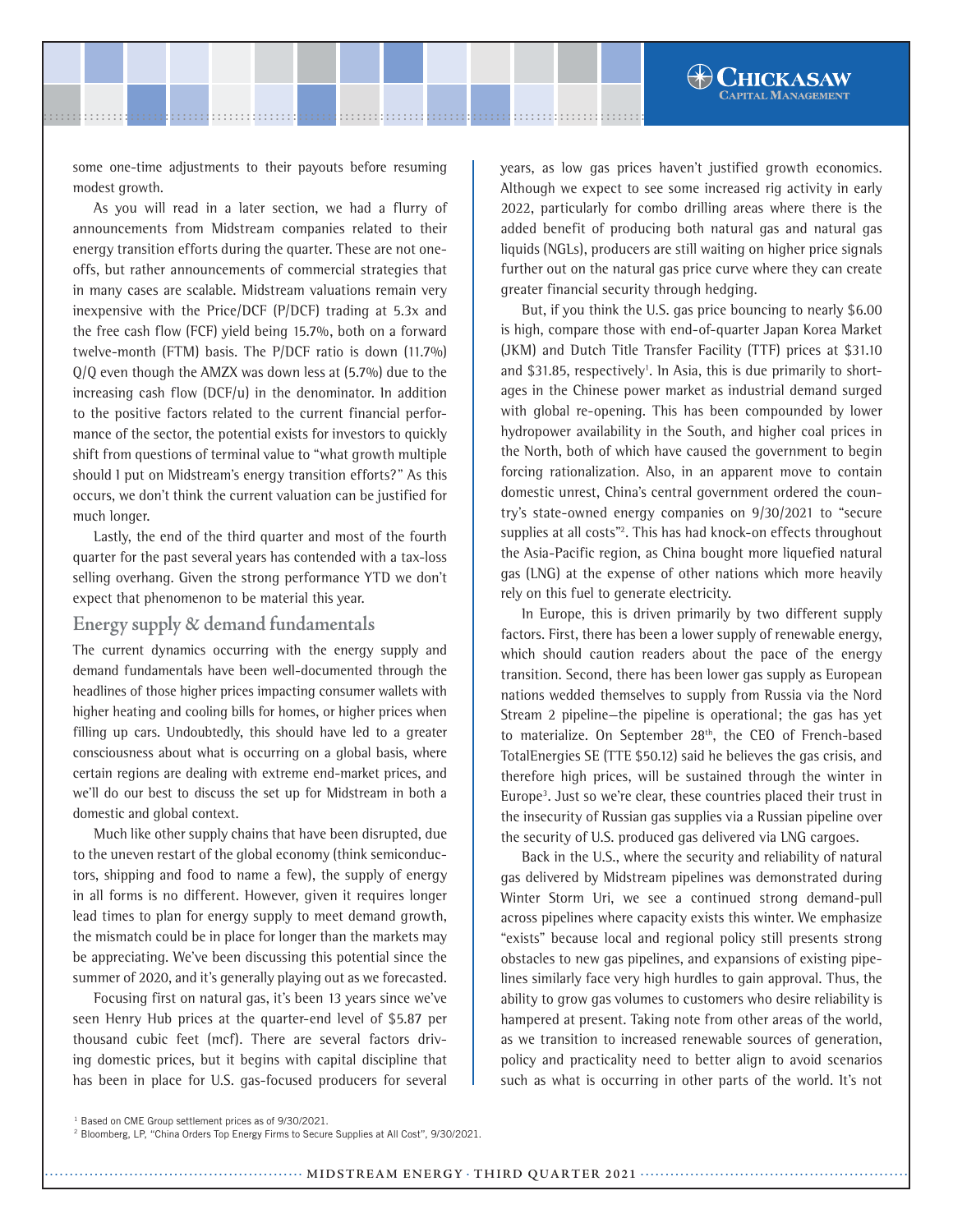some one-time adjustments to their payouts before resuming modest growth.

As you will read in a later section, we had a flurry of announcements from Midstream companies related to their energy transition efforts during the quarter. These are not one-offs, but rather announcements of commercial strategies that in many cases are scalable. Midstream valuations remain very inexpensive with the Price/DCF (P/DCF) trading at 5.3x and the free cash flow (FCF) yield being 15.7%, both on a forward twelve-month (FTM) basis. The P/DCF ratio is down (11.7%) Q/Q even though the AMZX was down less at (5.7%) due to the increasing cash flow (DCF/u) in the denominator. In addition to the positive factors related to the current financial performance of the sector, the potential exists for investors to quickly shift from questions of terminal value to "what growth multiple should I put on Midstream's energy transition efforts?" As this occurs, we don't think the current valuation can be justified for much longer.

Lastly, the end of the third quarter and most of the fourth quarter for the past several years has contended with a tax-loss selling overhang. Given the strong performance YTD we don't expect that phenomenon to be material this year.

## Energy supply & demand fundamentals

The current dynamics occurring with the energy supply and demand fundamentals have been well-documented through the headlines of those higher prices impacting consumer wallets with higher heating and cooling bills for homes, or higher prices when filling up cars. Undoubtedly, this should have led to a greater consciousness about what is occurring on a global basis, where certain regions are dealing with extreme end-market prices, and we'll do our best to discuss the set up for Midstream in both a domestic and global context.

Much like other supply chains that have been disrupted, due to the uneven restart of the global economy (think semiconductors, shipping and food to name a few), the supply of energy in all forms is no different. However, given it requires longer lead times to plan for energy supply to meet demand growth, the mismatch could be in place for longer than the markets may be appreciating. We've been discussing this potential since the summer of 2020, and it's generally playing out as we forecasted.

Focusing first on natural gas, it's been 13 years since we've seen Henry Hub prices at the quarter-end level of $5.87 per thousand cubic feet (mcf). There are several factors driving domestic prices, but it begins with capital discipline that has been in place for U.S. gas-focused producers for several years, as low gas prices haven't justified growth economics. Although we expect to see some increased rig activity in early 2022, particularly for combo drilling areas where there is the added benefit of producing both natural gas and natural gas liquids (NGLs), producers are still waiting on higher price signals further out on the natural gas price curve where they can create greater financial security through hedging.

But, if you think the U.S. gas price bouncing to nearly $6.00 is high, compare those with end-of-quarter Japan Korea Market (JKM) and Dutch Title Transfer Facility (TTF) prices at $31.10 and $31.85, respectively[1]. In Asia, this is due primarily to shortages in the Chinese power market as industrial demand surged with global re-opening. This has been compounded by lower hydropower availability in the South, and higher coal prices in the North, both of which have caused the government to begin forcing rationalization. Also, in an apparent move to contain domestic unrest, China's central government ordered the country's state-owned energy companies on 9/30/2021 to "secure supplies at all costs"[2]. This has had knock-on effects throughout the Asia-Pacific region, as China bought more liquefied natural gas (LNG) at the expense of other nations which more heavily rely on this fuel to generate electricity.

In Europe, this is driven primarily by two different supply factors. First, there has been a lower supply of renewable energy, which should caution readers about the pace of the energy transition. Second, there has been lower gas supply as European nations wedded themselves to supply from Russia via the Nord Stream 2 pipeline—the pipeline is operational; the gas has yet to materialize. On September 28th, the CEO of French-based TotalEnergies SE (TTE $50.12) said he believes the gas crisis, and therefore high prices, will be sustained through the winter in Europe[3]. Just so we're clear, these countries placed their trust in the insecurity of Russian gas supplies via a Russian pipeline over the security of U.S. produced gas delivered via LNG cargoes.

Back in the U.S., where the security and reliability of natural gas delivered by Midstream pipelines was demonstrated during Winter Storm Uri, we see a continued strong demand-pull across pipelines where capacity exists this winter. We emphasize "exists" because local and regional policy still presents strong obstacles to new gas pipelines, and expansions of existing pipelines similarly face very high hurdles to gain approval. Thus, the ability to grow gas volumes to customers who desire reliability is hampered at present. Taking note from other areas of the world, as we transition to increased renewable sources of generation, policy and practicality need to better align to avoid scenarios such as what is occurring in other parts of the world. It's not

[1] Based on CME Group settlement prices as of 9/30/2021.

[2] Bloomberg, LP, "China Orders Top Energy Firms to Secure Supplies at All Cost", 9/30/2021.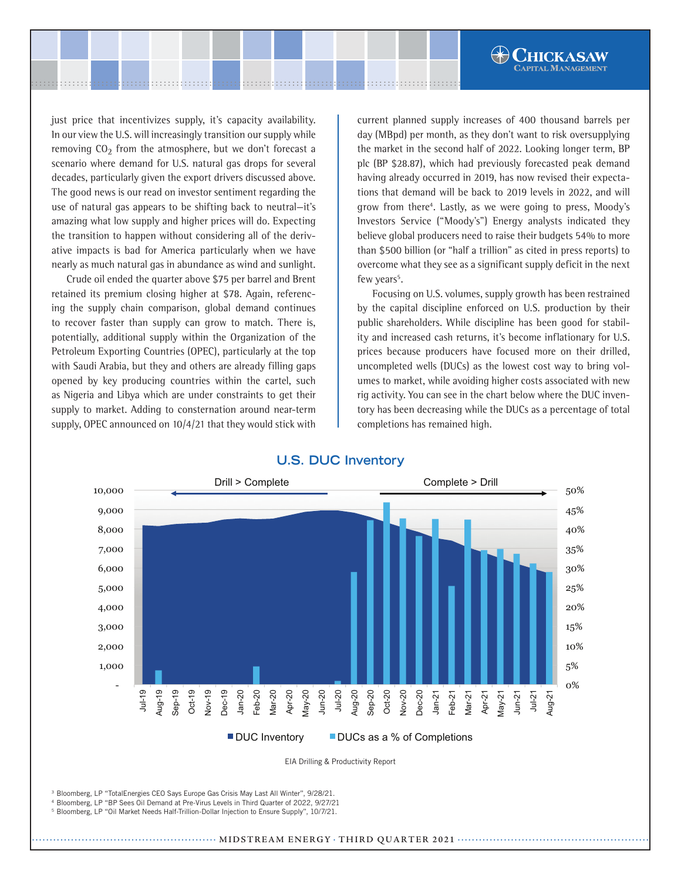just price that incentivizes supply, it's capacity availability. In our view the U.S. will increasingly transition our supply while removing $CO_2$ from the atmosphere, but we don't forecast a scenario where demand for U.S. natural gas drops for several decades, particularly given the export drivers discussed above. The good news is our read on investor sentiment regarding the use of natural gas appears to be shifting back to neutral—it's amazing what low supply and higher prices will do. Expecting the transition to happen without considering all of the derivative impacts is bad for America particularly when we have nearly as much natural gas in abundance as wind and sunlight.

Crude oil ended the quarter above $75 per barrel and Brent retained its premium closing higher at $78. Again, referencing the supply chain comparison, global demand continues to recover faster than supply can grow to match. There is, potentially, additional supply within the Organization of the Petroleum Exporting Countries (OPEC), particularly at the top with Saudi Arabia, but they and others are already filling gaps opened by key producing countries within the cartel, such as Nigeria and Libya which are under constraints to get their supply to market. Adding to consternation around near-term supply, OPEC announced on 10/4/21 that they would stick with current planned supply increases of 400 thousand barrels per day (MBpd) per month, as they don't want to risk oversupplying the market in the second half of 2022. Looking longer term, BP plc (BP $28.87), which had previously forecasted peak demand having already occurred in 2019, has now revised their expectations that demand will be back to 2019 levels in 2022, and will grow from there[4]. Lastly, as we were going to press, Moody's Investors Service ("Moody's") Energy analysts indicated they believe global producers need to raise their budgets 54% to more than $500 billion (or "half a trillion" as cited in press reports) to overcome what they see as a significant supply deficit in the next few years[5].

Focusing on U.S. volumes, supply growth has been restrained by the capital discipline enforced on U.S. production by their public shareholders. While discipline has been good for stability and increased cash returns, it's become inflationary for U.S. prices because producers have focused more on their drilled, uncompleted wells (DUCs) as the lowest cost way to bring volumes to market, while avoiding higher costs associated with new rig activity. You can see in the chart below where the DUC inventory has been decreasing while the DUCs as a percentage of total completions has remained high.

## U.S. DUC Inventory

EIA Drilling & Productivity Report

[3] Bloomberg, LP "TotalEnergies CEO Says Europe Gas Crisis May Last All Winter", 9/28/21.
[4] Bloomberg, LP "BP Sees Oil Demand at Pre-Virus Levels in Third Quarter of 2022, 9/27/21.
[5] Bloomberg, LP "Oil Market Needs Half-Trillion-Dollar Injection to Ensure Supply", 10/7/21.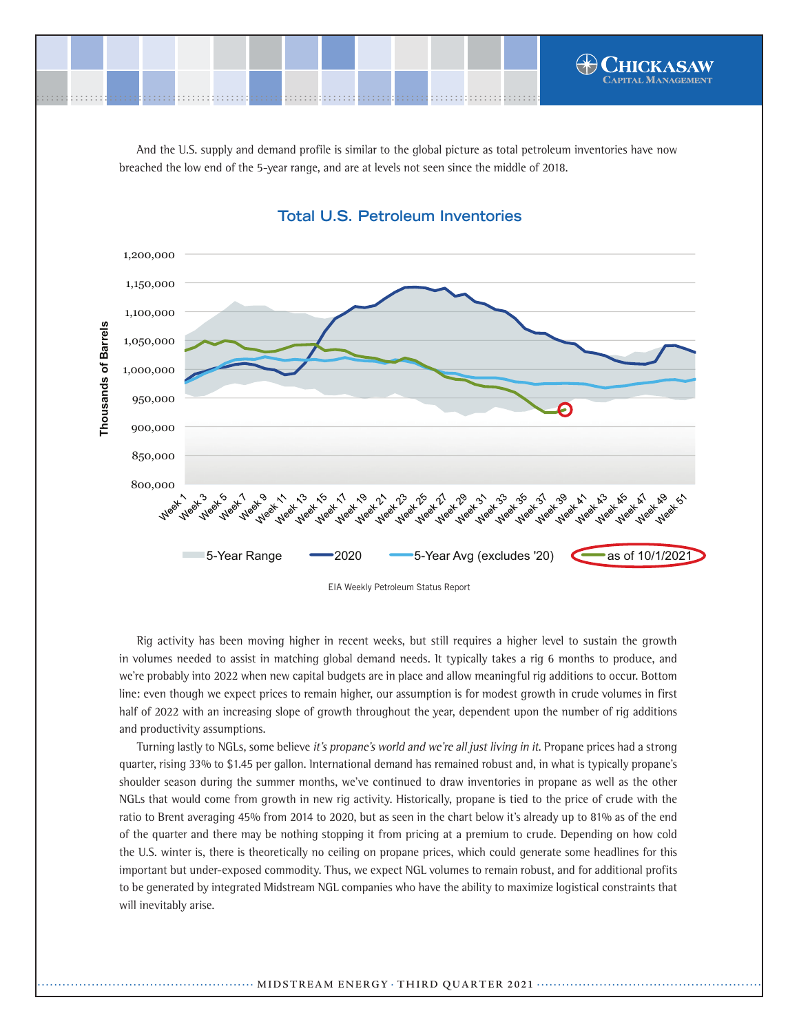And the U.S. supply and demand profile is similar to the global picture as total petroleum inventories have now breached the low end of the 5-year range, and are at levels not seen since the middle of 2018.

**Total U.S. Petroleum Inventories**

EIA Weekly Petroleum Status Report

Rig activity has been moving higher in recent weeks, but still requires a higher level to sustain the growth in volumes needed to assist in matching global demand needs. It typically takes a rig 6 months to produce, and we're probably into 2022 when new capital budgets are in place and allow meaningful rig additions to occur. Bottom line: even though we expect prices to remain higher, our assumption is for modest growth in crude volumes in first half of 2022 with an increasing slope of growth throughout the year, dependent upon the number of rig additions and productivity assumptions.

Turning lastly to NGLs, some believe *it's propane's world and we're all just living in it.* Propane prices had a strong quarter, rising 33% to $1.45 per gallon. International demand has remained robust and, in what is typically propane's shoulder season during the summer months, we've continued to draw inventories in propane as well as the other NGLs that would come from growth in new rig activity. Historically, propane is tied to the price of crude with the ratio to Brent averaging 45% from 2014 to 2020, but as seen in the chart below it's already up to 81% as of the end of the quarter and there may be nothing stopping it from pricing at a premium to crude. Depending on how cold the U.S. winter is, there is theoretically no ceiling on propane prices, which could generate some headlines for this important but under-exposed commodity. Thus, we expect NGL volumes to remain robust, and for additional profits to be generated by integrated Midstream NGL companies who have the ability to maximize logistical constraints that will inevitably arise.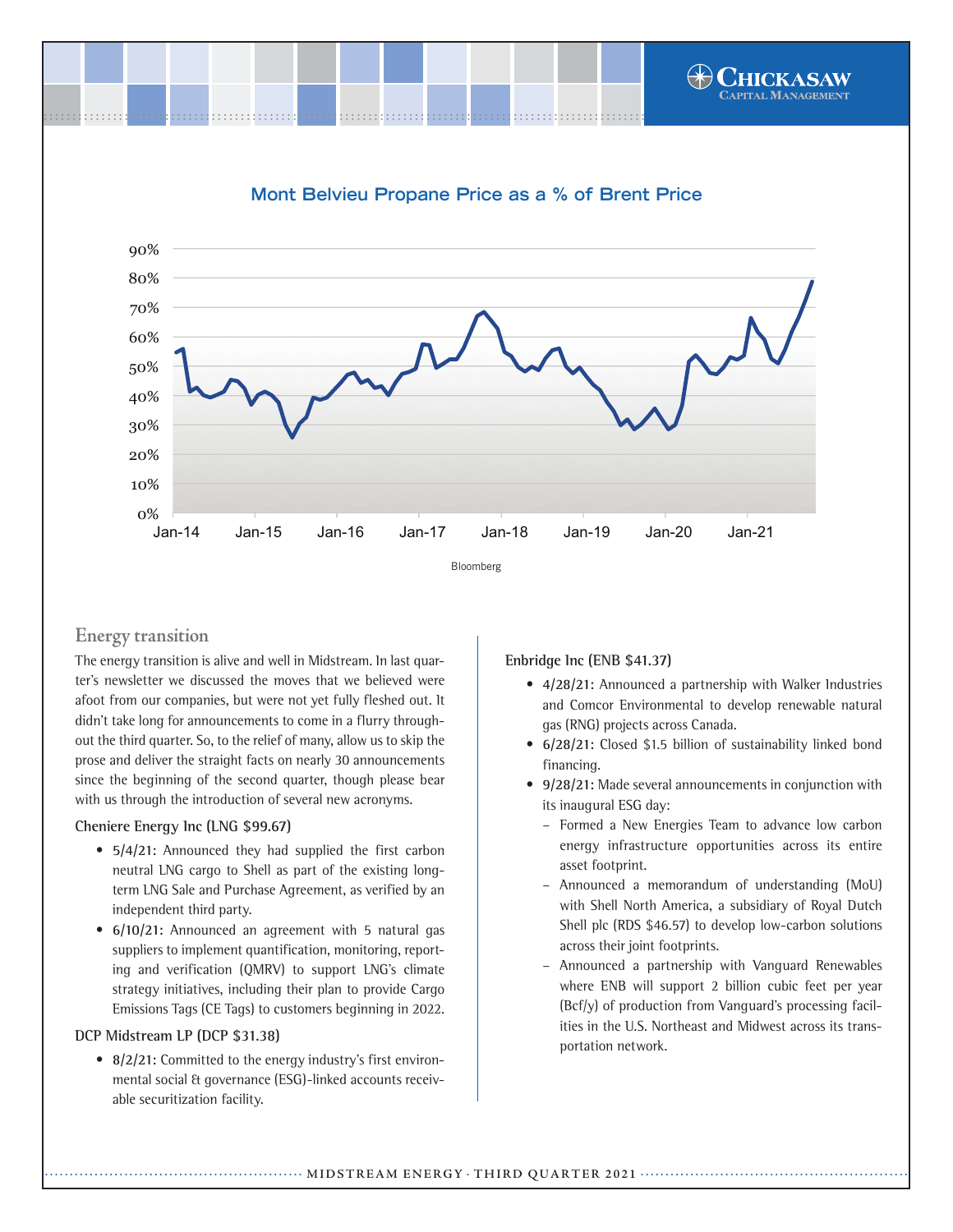## Mont Belvieu Propane Price as a % of Brent Price

Bloomberg

## Energy transition

The energy transition is alive and well in Midstream. In last quarter's newsletter we discussed the moves that we believed were afoot from our companies, but were not yet fully fleshed out. It didn't take long for announcements to come in a flurry throughout the third quarter. So, to the relief of many, allow us to skip the prose and deliver the straight facts on nearly 30 announcements since the beginning of the second quarter, though please bear with us through the introduction of several new acronyms.

### Cheniere Energy Inc (LNG $99.67)

- **5/4/21:** Announced they had supplied the first carbon neutral LNG cargo to Shell as part of the existing long-term LNG Sale and Purchase Agreement, as verified by an independent third party.
- **6/10/21:** Announced an agreement with 5 natural gas suppliers to implement quantification, monitoring, reporting and verification (QMRV) to support LNG's climate strategy initiatives, including their plan to provide Cargo Emissions Tags (CE Tags) to customers beginning in 2022.

### DCP Midstream LP (DCP $31.38)

- **8/2/21:** Committed to the energy industry's first environmental social & governance (ESG)-linked accounts receivable securitization facility.

### Enbridge Inc (ENB $41.37)

- **4/28/21:** Announced a partnership with Walker Industries and Comcor Environmental to develop renewable natural gas (RNG) projects across Canada.
- **6/28/21:** Closed $1.5 billion of sustainability linked bond financing.
- **9/28/21:** Made several announcements in conjunction with its inaugural ESG day:
  - Formed a New Energies Team to advance low carbon energy infrastructure opportunities across its entire asset footprint.
  - Announced a memorandum of understanding (MoU) with Shell North America, a subsidiary of Royal Dutch Shell plc (RDS $46.57) to develop low-carbon solutions across their joint footprints.
  - Announced a partnership with Vanguard Renewables where ENB will support 2 billion cubic feet per year (Bcf/y) of production from Vanguard's processing facilities in the U.S. Northeast and Midwest across its transportation network.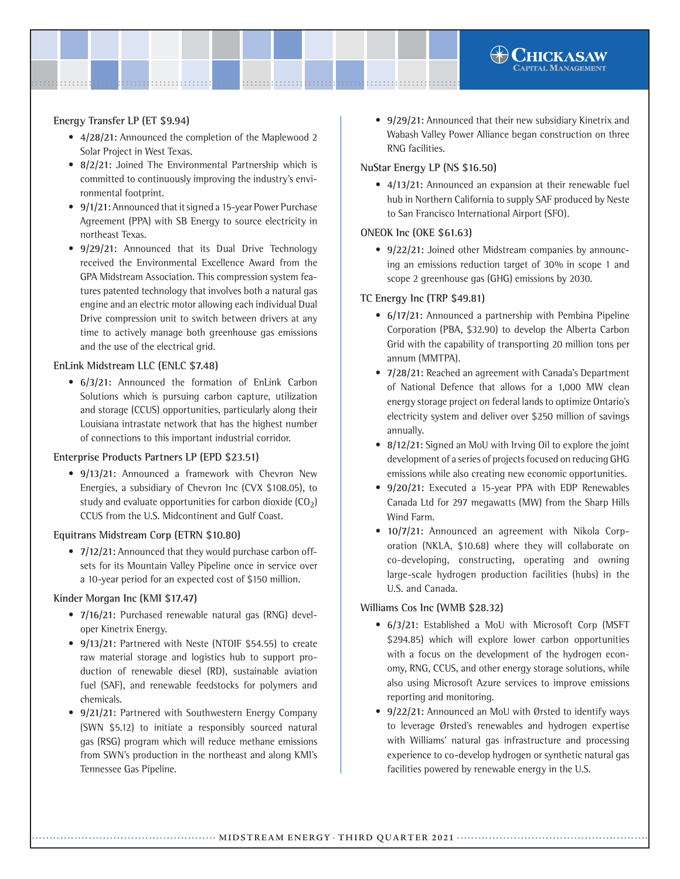**Energy Transfer LP (ET $9.94)**

- **4/28/21:** Announced the completion of the Maplewood 2 Solar Project in West Texas.
- **8/2/21:** Joined The Environmental Partnership which is committed to continuously improving the industry's environmental footprint.
- **9/1/21:** Announced that it signed a 15-year Power Purchase Agreement (PPA) with SB Energy to source electricity in northeast Texas.
- **9/29/21:** Announced that its Dual Drive Technology received the Environmental Excellence Award from the GPA Midstream Association. This compression system features patented technology that involves both a natural gas engine and an electric motor allowing each individual Dual Drive compression unit to switch between drivers at any time to actively manage both greenhouse gas emissions and the use of the electrical grid.

**EnLink Midstream LLC (ENLC $7.48)**

- **6/3/21:** Announced the formation of EnLink Carbon Solutions which is pursuing carbon capture, utilization and storage (CCUS) opportunities, particularly along their Louisiana intrastate network that has the highest number of connections to this important industrial corridor.

**Enterprise Products Partners LP (EPD $23.51)**

- **9/13/21:** Announced a framework with Chevron New Energies, a subsidiary of Chevron Inc (CVX $108.05), to study and evaluate opportunities for carbon dioxide ($CO_2$) CCUS from the U.S. Midcontinent and Gulf Coast.

**Equitrans Midstream Corp (ETRN $10.80)**

- **7/12/21:** Announced that they would purchase carbon offsets for its Mountain Valley Pipeline once in service over a 10-year period for an expected cost of $150 million.

**Kinder Morgan Inc (KMI $17.47)**

- **7/16/21:** Purchased renewable natural gas (RNG) developer Kinetrix Energy.
- **9/13/21:** Partnered with Neste (NTOIF $54.55) to create raw material storage and logistics hub to support production of renewable diesel (RD), sustainable aviation fuel (SAF), and renewable feedstocks for polymers and chemicals.
- **9/21/21:** Partnered with Southwestern Energy Company (SWN $5.12) to initiate a responsibly sourced natural gas (RSG) program which will reduce methane emissions from SWN's production in the northeast and along KMI's Tennessee Gas Pipeline.
- **9/29/21:** Announced that their new subsidiary Kinetrix and Wabash Valley Power Alliance began construction on three RNG facilities.

**NuStar Energy LP (NS $16.50)**

- **4/13/21:** Announced an expansion at their renewable fuel hub in Northern California to supply SAF produced by Neste to San Francisco International Airport (SFO).

**ONEOK Inc (OKE $61.63)**

- **9/22/21:** Joined other Midstream companies by announcing an emissions reduction target of 30% in scope 1 and scope 2 greenhouse gas (GHG) emissions by 2030.

**TC Energy Inc (TRP $49.81)**

- **6/17/21:** Announced a partnership with Pembina Pipeline Corporation (PBA, $32.90) to develop the Alberta Carbon Grid with the capability of transporting 20 million tons per annum (MMTPA).
- **7/28/21:** Reached an agreement with Canada's Department of National Defence that allows for a 1,000 MW clean energy storage project on federal lands to optimize Ontario's electricity system and deliver over $250 million of savings annually.
- **8/12/21:** Signed an MoU with Irving Oil to explore the joint development of a series of projects focused on reducing GHG emissions while also creating new economic opportunities.
- **9/20/21:** Executed a 15-year PPA with EDP Renewables Canada Ltd for 297 megawatts (MW) from the Sharp Hills Wind Farm.
- **10/7/21:** Announced an agreement with Nikola Corporation (NKLA, $10.68) where they will collaborate on co-developing, constructing, operating and owning large-scale hydrogen production facilities (hubs) in the U.S. and Canada.

**Williams Cos Inc (WMB $28.32)**

- **6/3/21:** Established a MoU with Microsoft Corp (MSFT $294.85) which will explore lower carbon opportunities with a focus on the development of the hydrogen economy, RNG, CCUS, and other energy storage solutions, while also using Microsoft Azure services to improve emissions reporting and monitoring.
- **9/22/21:** Announced an MoU with Ørsted to identify ways to leverage Ørsted's renewables and hydrogen expertise with Williams' natural gas infrastructure and processing experience to co-develop hydrogen or synthetic natural gas facilities powered by renewable energy in the U.S.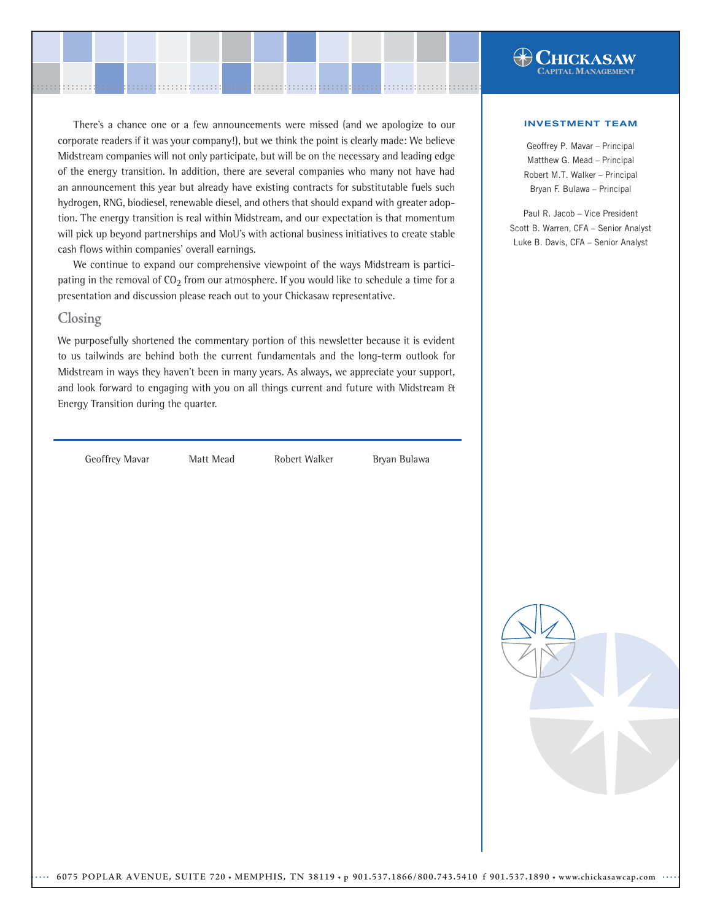There's a chance one or a few announcements were missed (and we apologize to our corporate readers if it was your company!), but we think the point is clearly made: We believe Midstream companies will not only participate, but will be on the necessary and leading edge of the energy transition. In addition, there are several companies who many not have had an announcement this year but already have existing contracts for substitutable fuels such hydrogen, RNG, biodiesel, renewable diesel, and others that should expand with greater adoption. The energy transition is real within Midstream, and our expectation is that momentum will pick up beyond partnerships and MoU's with actional business initiatives to create stable cash flows within companies' overall earnings.

We continue to expand our comprehensive viewpoint of the ways Midstream is participating in the removal of $CO_2$ from our atmosphere. If you would like to schedule a time for a presentation and discussion please reach out to your Chickasaw representative.

## Closing

We purposefully shortened the commentary portion of this newsletter because it is evident to us tailwinds are behind both the current fundamentals and the long-term outlook for Midstream in ways they haven't been in many years. As always, we appreciate your support, and look forward to engaging with you on all things current and future with Midstream & Energy Transition during the quarter.

Geoffrey Mavar    Matt Mead    Robert Walker    Bryan Bulawa

**INVESTMENT TEAM**

Geoffrey P. Mavar – Principal
Matthew G. Mead – Principal
Robert M.T. Walker – Principal
Bryan F. Bulawa – Principal

Paul R. Jacob – Vice President
Scott B. Warren, CFA – Senior Analyst
Luke B. Davis, CFA – Senior Analyst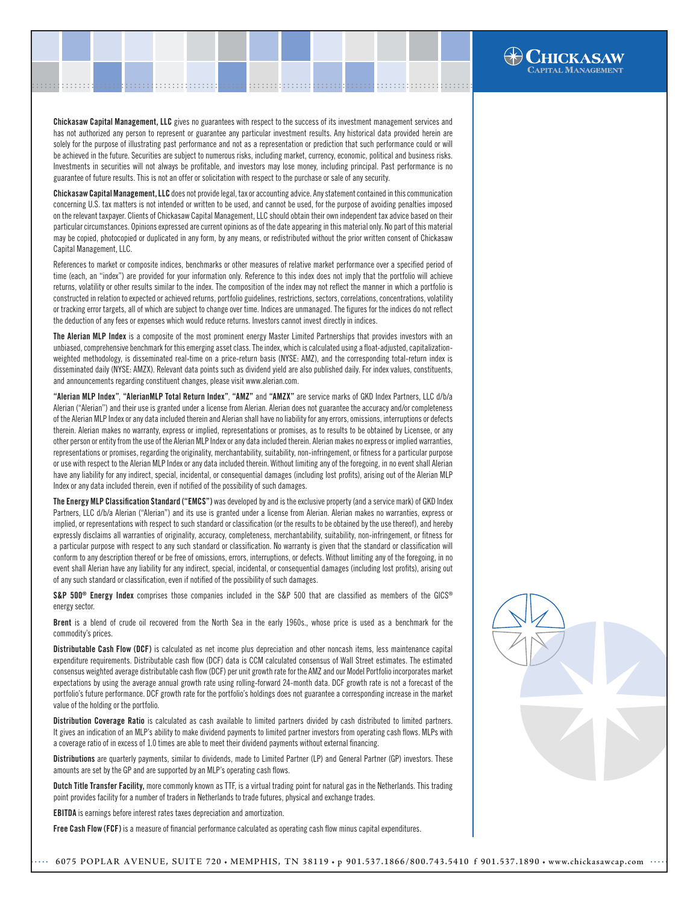**Chickasaw Capital Management, LLC** gives no guarantees with respect to the success of its investment management services and has not authorized any person to represent or guarantee any particular investment results. Any historical data provided herein are solely for the purpose of illustrating past performance and not as a representation or prediction that such performance could or will be achieved in the future. Securities are subject to numerous risks, including market, currency, economic, political and business risks. Investments in securities will not always be profitable, and investors may lose money, including principal. Past performance is no guarantee of future results. This is not an offer or solicitation with respect to the purchase or sale of any security.

**Chickasaw Capital Management, LLC** does not provide legal, tax or accounting advice. Any statement contained in this communication concerning U.S. tax matters is not intended or written to be used, and cannot be used, for the purpose of avoiding penalties imposed on the relevant taxpayer. Clients of Chickasaw Capital Management, LLC should obtain their own independent tax advice based on their particular circumstances. Opinions expressed are current opinions as of the date appearing in this material only. No part of this material may be copied, photocopied or duplicated in any form, by any means, or redistributed without the prior written consent of Chickasaw Capital Management, LLC.

References to market or composite indices, benchmarks or other measures of relative market performance over a specified period of time (each, an "index") are provided for your information only. Reference to this index does not imply that the portfolio will achieve returns, volatility or other results similar to the index. The composition of the index may not reflect the manner in which a portfolio is constructed in relation to expected or achieved returns, portfolio guidelines, restrictions, sectors, correlations, concentrations, volatility or tracking error targets, all of which are subject to change over time. Indices are unmanaged. The figures for the indices do not reflect the deduction of any fees or expenses which would reduce returns. Investors cannot invest directly in indices.

**The Alerian MLP Index** is a composite of the most prominent energy Master Limited Partnerships that provides investors with an unbiased, comprehensive benchmark for this emerging asset class. The index, which is calculated using a float-adjusted, capitalization-weighted methodology, is disseminated real-time on a price-return basis (NYSE: AMZ), and the corresponding total-return index is disseminated daily (NYSE: AMZX). Relevant data points such as dividend yield are also published daily. For index values, constituents, and announcements regarding constituent changes, please visit www.alerian.com.

**"Alerian MLP Index"**, **"AlerianMLP Total Return Index"**, **"AMZ"** and **"AMZX"** are service marks of GKD Index Partners, LLC d/b/a Alerian ("Alerian") and their use is granted under a license from Alerian. Alerian does not guarantee the accuracy and/or completeness of the Alerian MLP Index or any data included therein and Alerian shall have no liability for any errors, omissions, interruptions or defects therein. Alerian makes no warranty, express or implied, representations or promises, as to results to be obtained by Licensee, or any other person or entity from the use of the Alerian MLP Index or any data included therein. Alerian makes no express or implied warranties, representations or promises, regarding the originality, merchantability, suitability, non-infringement, or fitness for a particular purpose or use with respect to the Alerian MLP Index or any data included therein. Without limiting any of the foregoing, in no event shall Alerian have any liability for any indirect, special, incidental, or consequential damages (including lost profits), arising out of the Alerian MLP Index or any data included therein, even if notified of the possibility of such damages.

**The Energy MLP Classification Standard ("EMCS")** was developed by and is the exclusive property (and a service mark) of GKD Index Partners, LLC d/b/a Alerian ("Alerian") and its use is granted under a license from Alerian. Alerian makes no warranties, express or implied, or representations with respect to such standard or classification (or the results to be obtained by the use thereof), and hereby expressly disclaims all warranties of originality, accuracy, completeness, merchantability, suitability, non-infringement, or fitness for a particular purpose with respect to any such standard or classification. No warranty is given that the standard or classification will conform to any description thereof or be free of omissions, errors, interruptions, or defects. Without limiting any of the foregoing, in no event shall Alerian have any liability for any indirect, special, incidental, or consequential damages (including lost profits), arising out of any such standard or classification, even if notified of the possibility of such damages.

**S&P 500® Energy Index** comprises those companies included in the S&P 500 that are classified as members of the GICS® energy sector.

**Brent** is a blend of crude oil recovered from the North Sea in the early 1960s., whose price is used as a benchmark for the commodity's prices.

**Distributable Cash Flow (DCF)** is calculated as net income plus depreciation and other noncash items, less maintenance capital expenditure requirements. Distributable cash flow (DCF) data is CCM calculated consensus of Wall Street estimates. The estimated consensus weighted average distributable cash flow (DCF) per unit growth rate for the AMZ and our Model Portfolio incorporates market expectations by using the average annual growth rate using rolling-forward 24-month data. DCF growth rate is not a forecast of the portfolio's future performance. DCF growth rate for the portfolio's holdings does not guarantee a corresponding increase in the market value of the holding or the portfolio.

**Distribution Coverage Ratio** is calculated as cash available to limited partners divided by cash distributed to limited partners. It gives an indication of an MLP's ability to make dividend payments to limited partner investors from operating cash flows. MLPs with a coverage ratio of in excess of 1.0 times are able to meet their dividend payments without external financing.

**Distributions** are quarterly payments, similar to dividends, made to Limited Partner (LP) and General Partner (GP) investors. These amounts are set by the GP and are supported by an MLP's operating cash flows.

**Dutch Title Transfer Facility,** more commonly known as TTF, is a virtual trading point for natural gas in the Netherlands. This trading point provides facility for a number of traders in Netherlands to trade futures, physical and exchange trades.

**EBITDA** is earnings before interest rates taxes depreciation and amortization.

**Free Cash Flow (FCF)** is a measure of financial performance calculated as operating cash flow minus capital expenditures.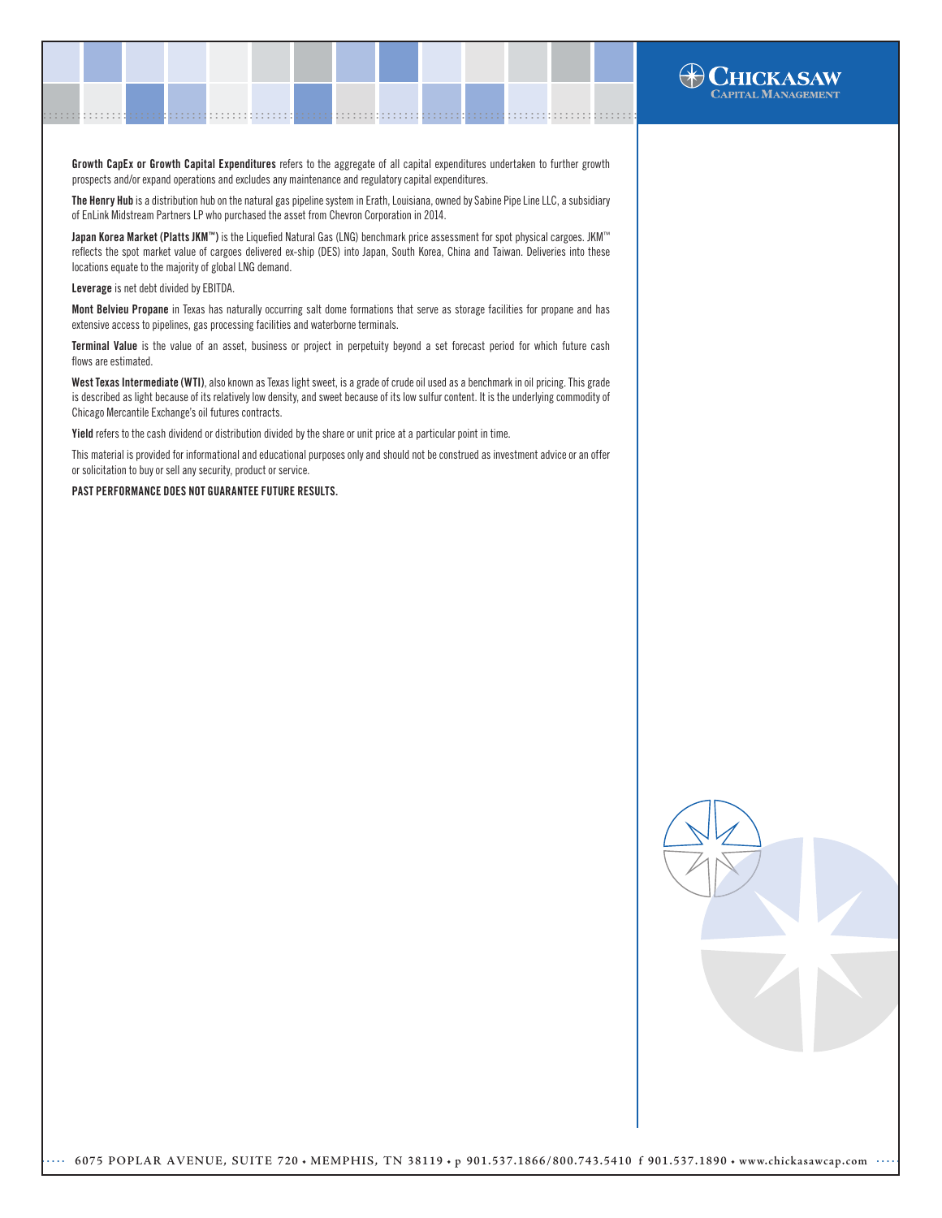**Growth CapEx or Growth Capital Expenditures** refers to the aggregate of all capital expenditures undertaken to further growth prospects and/or expand operations and excludes any maintenance and regulatory capital expenditures.

**The Henry Hub** is a distribution hub on the natural gas pipeline system in Erath, Louisiana, owned by Sabine Pipe Line LLC, a subsidiary of EnLink Midstream Partners LP who purchased the asset from Chevron Corporation in 2014.

**Japan Korea Market (Platts JKM™)** is the Liquefied Natural Gas (LNG) benchmark price assessment for spot physical cargoes. JKM™ reflects the spot market value of cargoes delivered ex-ship (DES) into Japan, South Korea, China and Taiwan. Deliveries into these locations equate to the majority of global LNG demand.

**Leverage** is net debt divided by EBITDA.

**Mont Belvieu Propane** in Texas has naturally occurring salt dome formations that serve as storage facilities for propane and has extensive access to pipelines, gas processing facilities and waterborne terminals.

**Terminal Value** is the value of an asset, business or project in perpetuity beyond a set forecast period for which future cash flows are estimated.

**West Texas Intermediate (WTI)**, also known as Texas light sweet, is a grade of crude oil used as a benchmark in oil pricing. This grade is described as light because of its relatively low density, and sweet because of its low sulfur content. It is the underlying commodity of Chicago Mercantile Exchange's oil futures contracts.

**Yield** refers to the cash dividend or distribution divided by the share or unit price at a particular point in time.

This material is provided for informational and educational purposes only and should not be construed as investment advice or an offer or solicitation to buy or sell any security, product or service.

**PAST PERFORMANCE DOES NOT GUARANTEE FUTURE RESULTS.**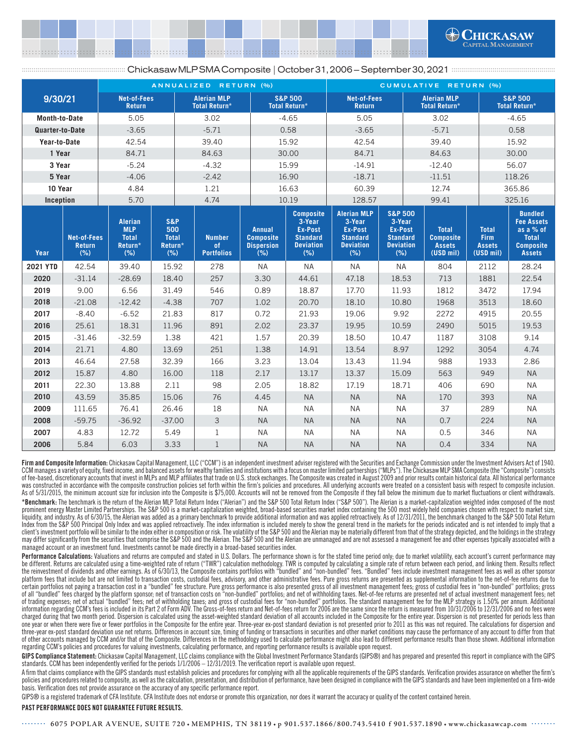# Chickasaw MLP SMA Composite | October 31, 2006 – September 30, 2021

| 9/30/21 | ANNUALIZED RETURN (%) | | | CUMULATIVE RETURN (%) | | |
|---|---|---|---|---|---|---|
| | Net-of-Fees Return | Alerian MLP Total Return* | S&P 500 Total Return* | Net-of-Fees Return | Alerian MLP Total Return* | S&P 500 Total Return* |
| Month-to-Date | 5.05 | 3.02 | -4.65 | 5.05 | 3.02 | -4.65 |
| Quarter-to-Date | -3.65 | -5.71 | 0.58 | -3.65 | -5.71 | 0.58 |
| Year-to-Date | 42.54 | 39.40 | 15.92 | 42.54 | 39.40 | 15.92 |
| 1 Year | 84.71 | 84.63 | 30.00 | 84.71 | 84.63 | 30.00 |
| 3 Year | -5.24 | -4.32 | 15.99 | -14.91 | -12.40 | 56.07 |
| 5 Year | -4.06 | -2.42 | 16.90 | -18.71 | -11.51 | 118.26 |
| 10 Year | 4.84 | 1.21 | 16.63 | 60.39 | 12.74 | 365.86 |
| Inception | 5.70 | 4.74 | 10.19 | 128.57 | 99.41 | 325.16 |

| Year | Net-of-Fees Return (%) | Alerian MLP Total Return* (%) | S&P 500 Total Return* (%) | Number of Portfolios | Annual Composite Dispersion (%) | Composite 3-Year Ex-Post Standard Deviation (%) | Alerian MLP 3-Year Ex-Post Standard Deviation (%) | S&P 500 3-Year Ex-Post Standard Deviation (%) | Total Composite Assets (USD mil) | Total Firm Assets (USD mil) | Bundled Fee Assets as a % of Total Composite Assets |
|---|---|---|---|---|---|---|---|---|---|---|---|
| 2021 YTD | 42.54 | 39.40 | 15.92 | 278 | NA | NA | NA | NA | 804 | 2112 | 28.24 |
| 2020 | -31.14 | -28.69 | 18.40 | 257 | 3.30 | 44.61 | 47.18 | 18.53 | 713 | 1881 | 22.54 |
| 2019 | 9.00 | 6.56 | 31.49 | 546 | 0.89 | 18.87 | 17.70 | 11.93 | 1812 | 3472 | 17.94 |
| 2018 | -21.08 | -12.42 | -4.38 | 707 | 1.02 | 20.70 | 18.10 | 10.80 | 1968 | 3513 | 18.60 |
| 2017 | -8.40 | -6.52 | 21.83 | 817 | 0.72 | 21.93 | 19.06 | 9.92 | 2272 | 4915 | 20.55 |
| 2016 | 25.61 | 18.31 | 11.96 | 891 | 2.02 | 23.37 | 19.95 | 10.59 | 2490 | 5015 | 19.53 |
| 2015 | -31.46 | -32.59 | 1.38 | 421 | 1.57 | 20.39 | 18.50 | 10.47 | 1187 | 3108 | 9.14 |
| 2014 | 21.71 | 4.80 | 13.69 | 251 | 1.38 | 14.91 | 13.54 | 8.97 | 1292 | 3054 | 4.74 |
| 2013 | 46.64 | 27.58 | 32.39 | 166 | 3.23 | 13.04 | 13.43 | 11.94 | 988 | 1933 | 2.86 |
| 2012 | 15.87 | 4.80 | 16.00 | 118 | 2.17 | 13.17 | 13.37 | 15.09 | 563 | 949 | NA |
| 2011 | 22.30 | 13.88 | 2.11 | 98 | 2.05 | 18.82 | 17.19 | 18.71 | 406 | 690 | NA |
| 2010 | 43.59 | 35.85 | 15.06 | 76 | 4.45 | NA | NA | NA | 170 | 393 | NA |
| 2009 | 111.65 | 76.41 | 26.46 | 18 | NA | NA | NA | NA | 37 | 289 | NA |
| 2008 | -59.75 | -36.92 | -37.00 | 3 | NA | NA | NA | NA | 0.7 | 224 | NA |
| 2007 | 4.83 | 12.72 | 5.49 | 1 | NA | NA | NA | NA | 0.5 | 346 | NA |
| 2006 | 5.84 | 6.03 | 3.33 | 1 | NA | NA | NA | NA | 0.4 | 334 | NA |

**Firm and Composite Information:** Chickasaw Capital Management, LLC ("CCM") is an independent investment adviser registered with the Securities and Exchange Commission under the Investment Advisers Act of 1940. CCM manages a variety of equity, fixed income, and balanced assets for wealthy families and institutions with a focus on master limited partnerships ("MLPs"). The Chickasaw MLP SMA Composite (the "Composite") consists of fee-based, discretionary accounts that invest in MLPs and MLP affiliates that trade on U.S. stock exchanges. The Composite was created in August 2009 and prior results contain historical data. All historical performance was constructed in accordance with the composite construction policies set forth within the firm's policies and procedures. All underlying accounts were treated on a consistent basis with respect to composite inclusion. As of 5/31/2015, the minimum account size for inclusion into the Composite is $75,000. Accounts will not be removed from the Composite if they fall below the minimum due to market fluctuations or client withdrawals.

***Benchmark:** The benchmark is the return of the Alerian MLP Total Return Index ("Alerian") and the S&P 500 Total Return Index ("S&P 500"). The Alerian is a market-capitalization weighted index composed of the most prominent energy Master Limited Partnerships. The S&P 500 is a market-capitalization weighted, broad-based securities market index containing the 500 most widely held companies chosen with respect to market size, liquidity, and industry. As of 6/30/15, the Alerian was added as a primary benchmark to provide additional information and was applied retroactively. As of 12/31/2011, the benchmark changed to the S&P 500 Total Return Index from the S&P 500 Principal Only Index and was applied retroactively. The index information is included merely to show the general trend in the markets for the periods indicated and is not intended to imply that a client's investment portfolio will be similar to the index either in composition or risk. The volatility of the S&P 500 and the Alerian may be materially different from that of the strategy depicted, and the holdings in the strategy may differ significantly from the securities that comprise the S&P 500 and the Alerian. The S&P 500 and the Alerian are unmanaged and are not assessed a management fee and other expenses typically associated with a managed account or an investment fund. Investments cannot be made directly in a broad-based securities index.

**Performance Calculations:** Valuations and returns are computed and stated in U.S. Dollars. The performance shown is for the stated time period only; due to market volatility, each account's current performance may be different. Returns are calculated using a time-weighted rate of return ("TWR") calculation methodology. TWR is computed by calculating a simple rate of return between each period, and linking them. Results reflect the reinvestment of dividends and other earnings. As of 6/30/13, the Composite contains portfolios with "bundled" and "non-bundled" fees. "Bundled" fees include investment management fees as well as other sponsor platform fees that include but are not limited to transaction costs, custodial fees, advisory, and other administrative fees. Pure gross returns are presented as supplemental information to the net-of-fee returns due to certain portfolios not paying a transaction cost in a "bundled" fee structure. Pure gross performance is also presented gross of all investment management fees; gross of custodial fees in "non-bundled" portfolios; gross of all "bundled" fees charged by the platform sponsor; net of transaction costs on "non-bundled" portfolios; and net of withholding taxes. Net-of-fee returns are presented net of actual investment management fees; net of trading expenses; net of actual "bundled" fees; net of withholding taxes; and gross of custodial fees for "non-bundled" portfolios. The standard management fee for the MLP strategy is 1.50% per annum. Additional information regarding CCM's fees is included in its Part 2 of Form ADV. The Gross-of-fees return and Net-of-fees return for 2006 are the same since the return is measured from 10/31/2006 to 12/31/2006 and no fees were charged during that two month period. Dispersion is calculated using the asset-weighted standard deviation of all accounts included in the Composite for the entire year. Dispersion is not presented for periods less than one year or when there were five or fewer portfolios in the Composite for the entire year. Three-year ex-post standard deviation is not presented prior to 2011 as this was not required. The calculations for dispersion and three-year ex-post standard deviation use net returns. Differences in account size, timing of funding or transactions in securities and other market conditions may cause the performance of any account to differ from that of other accounts managed by CCM and/or that of the Composite. Differences in the methodology used to calculate performance might also lead to different performance results than those shown. Additional information regarding CCM's policies and procedures for valuing investments, calculating performance, and reporting performance results is available upon request.

**GIPS Compliance Statement:** Chickasaw Capital Management, LLC claims compliance with the Global Investment Performance Standards (GIPS®) and has prepared and presented this report in compliance with the GIPS standards. CCM has been independently verified for the periods 1/1/2006 – 12/31/2019. The verification report is available upon request.

A firm that claims compliance with the GIPS standards must establish policies and procedures for complying with all the applicable requirements of the GIPS standards. Verification provides assurance on whether the firm's policies and procedures related to composite, as well as the calculation, presentation, and distribution of performance, have been designed in compliance with the GIPS standards and have been implemented on a firm-wide basis. Verification does not provide assurance on the accuracy of any specific performance report.

GIPS® is a registered trademark of CFA Institute. CFA Institute does not endorse or promote this organization, nor does it warrant the accuracy or quality of the content contained herein.

**PAST PERFORMANCE DOES NOT GUARANTEE FUTURE RESULTS.**

6075 POPLAR AVENUE, SUITE 720 • MEMPHIS, TN 38119 • p 901.537.1866/800.743.5410 f 901.537.1890 • www.chickasawcap.com